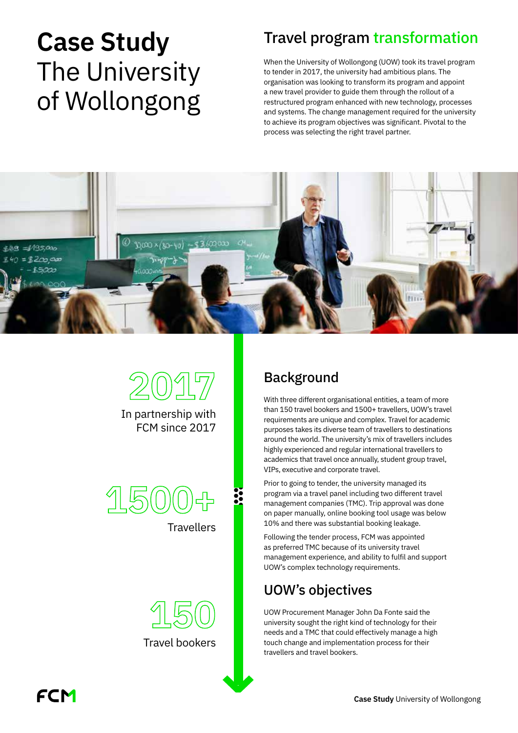# **Case Study** The University of Wollongong

## Travel program transformation

When the University of Wollongong (UOW) took its travel program to tender in 2017, the university had ambitious plans. The organisation was looking to transform its program and appoint a new travel provider to guide them through the rollout of a restructured program enhanced with new technology, processes and systems. The change management required for the university to achieve its program objectives was significant. Pivotal to the process was selecting the right travel partner.

**2017**

In partnership with FCM since 2017

**1500+**

Travellers

**150**

Travel bookers

## Background

With three different organisational entities, a team of more than 150 travel bookers and 1500+ travellers, UOW's travel requirements are unique and complex. Travel for academic purposes takes its diverse team of travellers to destinations around the world. The university's mix of travellers includes highly experienced and regular international travellers to academics that travel once annually, student group travel, VIPs, executive and corporate travel.

Prior to going to tender, the university managed its program via a travel panel including two different travel management companies (TMC). Trip approval was done on paper manually, online booking tool usage was below 10% and there was substantial booking leakage.

Following the tender process, FCM was appointed as preferred TMC because of its university travel management experience, and ability to fulfil and support UOW's complex technology requirements.

## UOW's objectives

UOW Procurement Manager John Da Fonte said the university sought the right kind of technology for their needs and a TMC that could effectively manage a high touch change and implementation process for their travellers and travel bookers.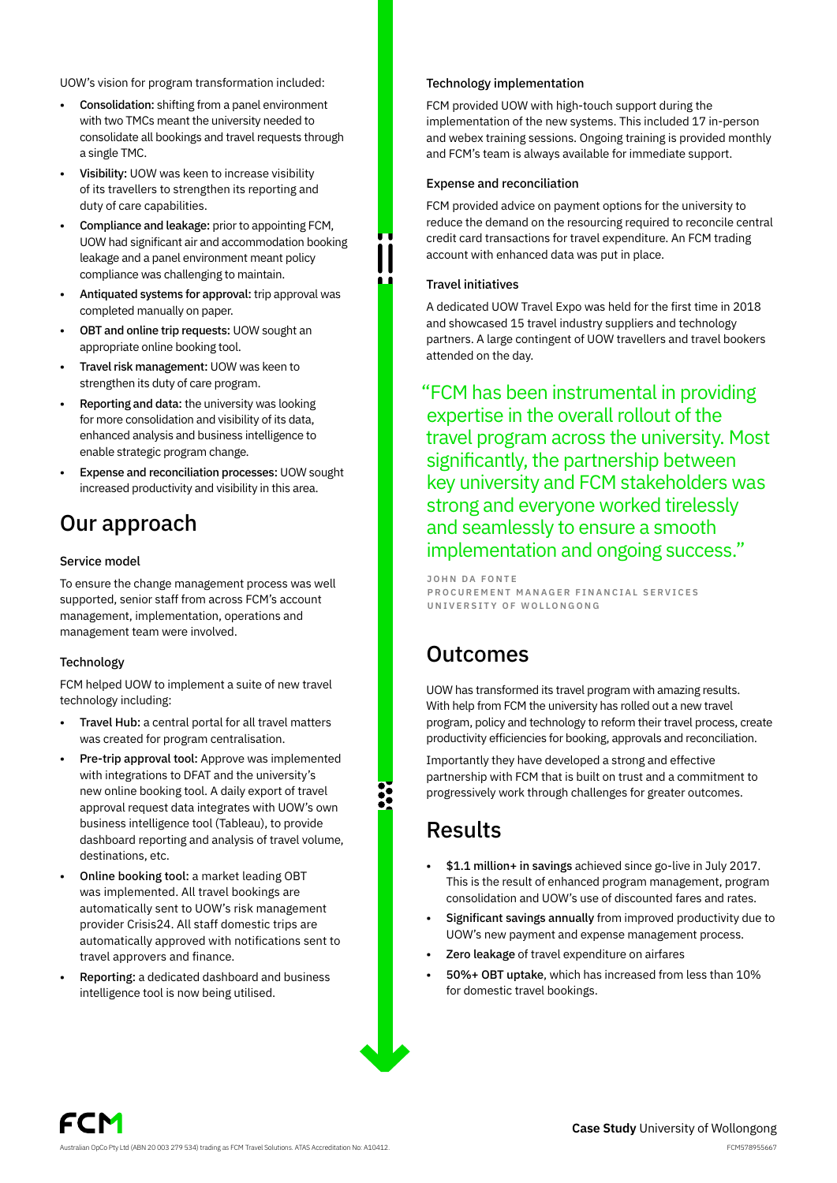UOW's vision for program transformation included:

- **Consolidation:** shifting from a panel environment with two TMCs meant the university needed to consolidate all bookings and travel requests through a single TMC.
- **Visibility:** UOW was keen to increase visibility of its travellers to strengthen its reporting and duty of care capabilities.
- **Compliance and leakage:** prior to appointing FCM, UOW had significant air and accommodation booking leakage and a panel environment meant policy compliance was challenging to maintain.
- **Antiquated systems for approval:** trip approval was completed manually on paper.
- **OBT and online trip requests:** UOW sought an appropriate online booking tool.
- **Travel risk management:** UOW was keen to strengthen its duty of care program.
- **Reporting and data:** the university was looking for more consolidation and visibility of its data, enhanced analysis and business intelligence to enable strategic program change.
- **Expense and reconciliation processes:** UOW sought increased productivity and visibility in this area.

## Our approach

### Service model

To ensure the change management process was well supported, senior staff from across FCM's account management, implementation, operations and management team were involved.

### Technology

FCM helped UOW to implement a suite of new travel technology including:

- **Travel Hub:** a central portal for all travel matters was created for program centralisation.
- **Pre-trip approval tool:** Approve was implemented with integrations to DFAT and the university's new online booking tool. A daily export of travel approval request data integrates with UOW's own business intelligence tool (Tableau), to provide dashboard reporting and analysis of travel volume, destinations, etc.
- **Online booking tool:** a market leading OBT was implemented. All travel bookings are automatically sent to UOW's risk management provider Crisis24. All staff domestic trips are automatically approved with notifications sent to travel approvers and finance.
- **Reporting:** a dedicated dashboard and business intelligence tool is now being utilised.

### Technology implementation

FCM provided UOW with high-touch support during the implementation of the new systems. This included 17 in-person and webex training sessions. Ongoing training is provided monthly and FCM's team is always available for immediate support.

### Expense and reconciliation

FCM provided advice on payment options for the university to reduce the demand on the resourcing required to reconcile central credit card transactions for travel expenditure. An FCM trading account with enhanced data was put in place.

### Travel initiatives

A dedicated UOW Travel Expo was held for the first time in 2018 and showcased 15 travel industry suppliers and technology partners. A large contingent of UOW travellers and travel bookers attended on the day.

> "FCM has been instrumental in providing expertise in the overall rollout of the travel program across the university. Most significantly, the partnership between key university and FCM stakeholders was strong and everyone worked tirelessly and seamlessly to ensure a smooth implementation and ongoing success."

JOHN DA FONTE
PROCUREMENT MANAGER FINANCIAL SERVICES
UNIVERSITY OF WOLLONGONG

## Outcomes

UOW has transformed its travel program with amazing results. With help from FCM the university has rolled out a new travel program, policy and technology to reform their travel process, create productivity efficiencies for booking, approvals and reconciliation.

Importantly they have developed a strong and effective partnership with FCM that is built on trust and a commitment to progressively work through challenges for greater outcomes.

## Results

- **$1.1 million+ in savings** achieved since go-live in July 2017. This is the result of enhanced program management, program consolidation and UOW's use of discounted fares and rates.
- **Significant savings annually** from improved productivity due to UOW's new payment and expense management process.
- **Zero leakage** of travel expenditure on airfares
- **50%+ OBT uptake**, which has increased from less than 10% for domestic travel bookings.

FCM

Australian OpCo Pty Ltd (ABN 20 003 279 534) trading as FCM Travel Solutions. ATAS Accreditation No: A10412.

**Case Study** University of Wollongong

FCM578955667